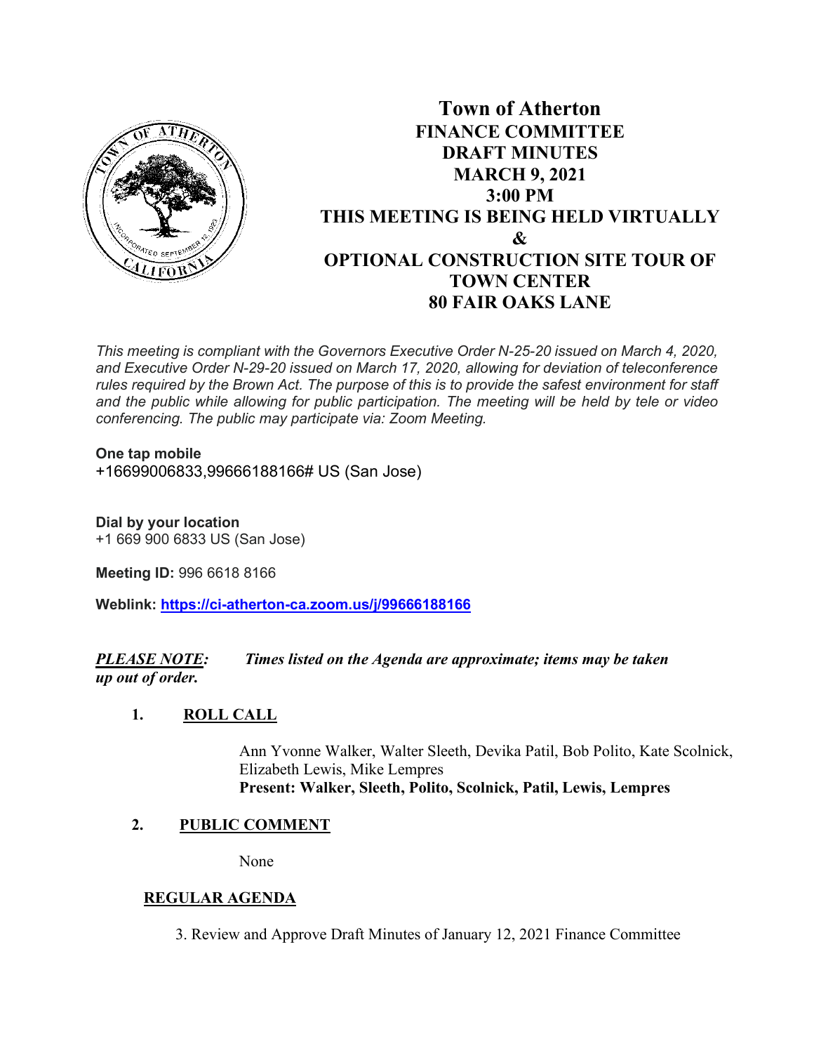# Town of Atherton

## FINANCE COMMITTEE
## DRAFT MINUTES
## MARCH 9, 2021
## 3:00 PM
## THIS MEETING IS BEING HELD VIRTUALLY
## &
## OPTIONAL CONSTRUCTION SITE TOUR OF TOWN CENTER
## 80 FAIR OAKS LANE

*This meeting is compliant with the Governors Executive Order N-25-20 issued on March 4, 2020, and Executive Order N-29-20 issued on March 17, 2020, allowing for deviation of teleconference rules required by the Brown Act. The purpose of this is to provide the safest environment for staff and the public while allowing for public participation. The meeting will be held by tele or video conferencing. The public may participate via: Zoom Meeting.*

**One tap mobile**
+16699006833,99666188166# US (San Jose)

**Dial by your location**
+1 669 900 6833 US (San Jose)

**Meeting ID:** 996 6618 8166

**Weblink:** **https://ci-atherton-ca.zoom.us/j/99666188166**

***PLEASE NOTE:*** ***Times listed on the Agenda are approximate; items may be taken up out of order.***

**1. ROLL CALL**

Ann Yvonne Walker, Walter Sleeth, Devika Patil, Bob Polito, Kate Scolnick, Elizabeth Lewis, Mike Lempres
**Present: Walker, Sleeth, Polito, Scolnick, Patil, Lewis, Lempres**

**2. PUBLIC COMMENT**

None

**REGULAR AGENDA**

3. Review and Approve Draft Minutes of January 12, 2021 Finance Committee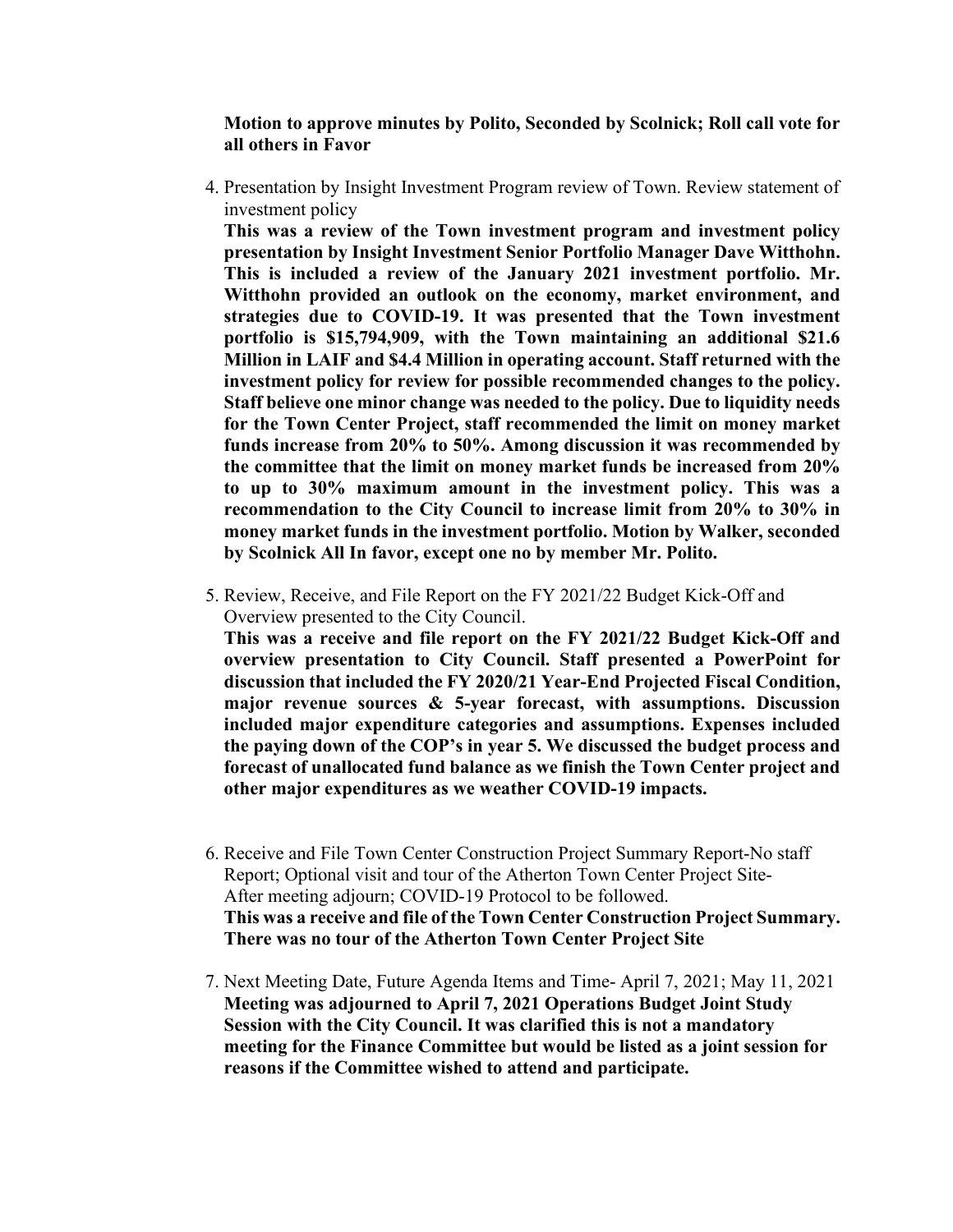**Motion to approve minutes by Polito, Seconded by Scolnick; Roll call vote for all others in Favor**

4. Presentation by Insight Investment Program review of Town. Review statement of investment policy
   **This was a review of the Town investment program and investment policy presentation by Insight Investment Senior Portfolio Manager Dave Witthohn. This is included a review of the January 2021 investment portfolio. Mr. Witthohn provided an outlook on the economy, market environment, and strategies due to COVID-19. It was presented that the Town investment portfolio is $15,794,909, with the Town maintaining an additional $21.6 Million in LAIF and $4.4 Million in operating account. Staff returned with the investment policy for review for possible recommended changes to the policy. Staff believe one minor change was needed to the policy. Due to liquidity needs for the Town Center Project, staff recommended the limit on money market funds increase from 20% to 50%. Among discussion it was recommended by the committee that the limit on money market funds be increased from 20% to up to 30% maximum amount in the investment policy. This was a recommendation to the City Council to increase limit from 20% to 30% in money market funds in the investment portfolio. Motion by Walker, seconded by Scolnick All In favor, except one no by member Mr. Polito.**

5. Review, Receive, and File Report on the FY 2021/22 Budget Kick-Off and Overview presented to the City Council.
   **This was a receive and file report on the FY 2021/22 Budget Kick-Off and overview presentation to City Council. Staff presented a PowerPoint for discussion that included the FY 2020/21 Year-End Projected Fiscal Condition, major revenue sources & 5-year forecast, with assumptions. Discussion included major expenditure categories and assumptions. Expenses included the paying down of the COP's in year 5. We discussed the budget process and forecast of unallocated fund balance as we finish the Town Center project and other major expenditures as we weather COVID-19 impacts.**

6. Receive and File Town Center Construction Project Summary Report-No staff Report; Optional visit and tour of the Atherton Town Center Project Site- After meeting adjourn; COVID-19 Protocol to be followed.
   **This was a receive and file of the Town Center Construction Project Summary. There was no tour of the Atherton Town Center Project Site**

7. Next Meeting Date, Future Agenda Items and Time- April 7, 2021; May 11, 2021
   **Meeting was adjourned to April 7, 2021 Operations Budget Joint Study Session with the City Council. It was clarified this is not a mandatory meeting for the Finance Committee but would be listed as a joint session for reasons if the Committee wished to attend and participate.**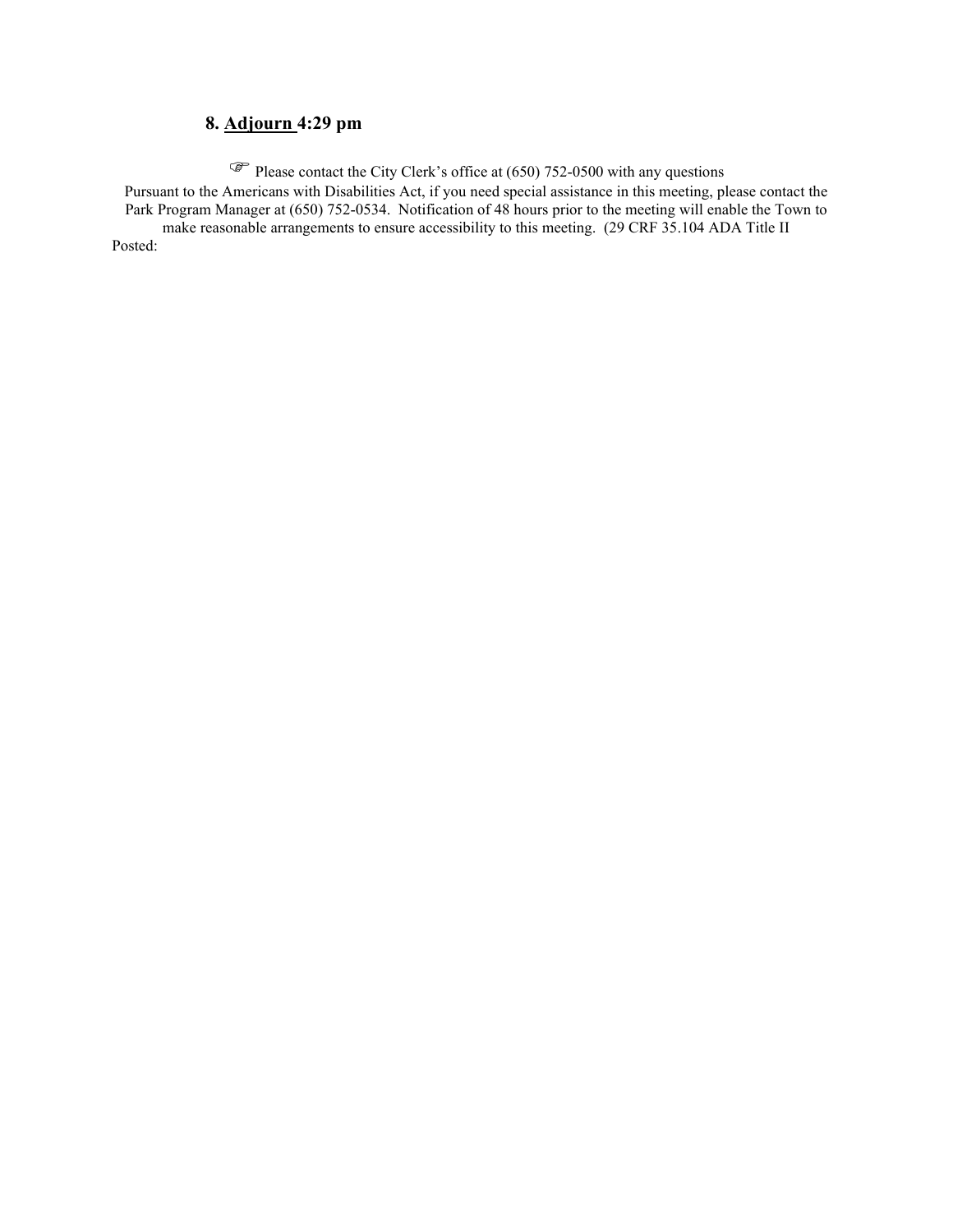### 8. **Adjourn 4:29 pm**

☞ Please contact the City Clerk's office at (650) 752-0500 with any questions

Pursuant to the Americans with Disabilities Act, if you need special assistance in this meeting, please contact the Park Program Manager at (650) 752-0534. Notification of 48 hours prior to the meeting will enable the Town to make reasonable arrangements to ensure accessibility to this meeting. (29 CRF 35.104 ADA Title II

Posted: